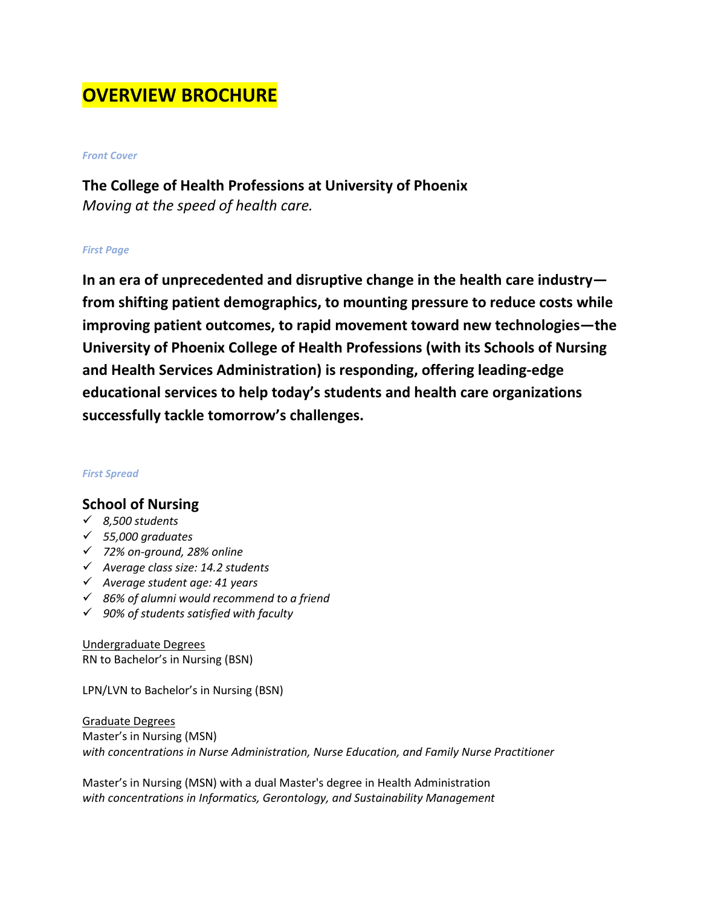# OVERVIEW BROCHURE

*Front Cover*

**The College of Health Professions at University of Phoenix**
*Moving at the speed of health care.*

*First Page*

**In an era of unprecedented and disruptive change in the health care industry—from shifting patient demographics, to mounting pressure to reduce costs while improving patient outcomes, to rapid movement toward new technologies—the University of Phoenix College of Health Professions (with its Schools of Nursing and Health Services Administration) is responding, offering leading-edge educational services to help today's students and health care organizations successfully tackle tomorrow's challenges.**

*First Spread*

## School of Nursing

- ✓ *8,500 students*
- ✓ *55,000 graduates*
- ✓ *72% on-ground, 28% online*
- ✓ *Average class size: 14.2 students*
- ✓ *Average student age: 41 years*
- ✓ *86% of alumni would recommend to a friend*
- ✓ *90% of students satisfied with faculty*

<u>Undergraduate Degrees</u>
RN to Bachelor's in Nursing (BSN)

LPN/LVN to Bachelor's in Nursing (BSN)

<u>Graduate Degrees</u>
Master's in Nursing (MSN)
*with concentrations in Nurse Administration, Nurse Education, and Family Nurse Practitioner*

Master's in Nursing (MSN) with a dual Master's degree in Health Administration
*with concentrations in Informatics, Gerontology, and Sustainability Management*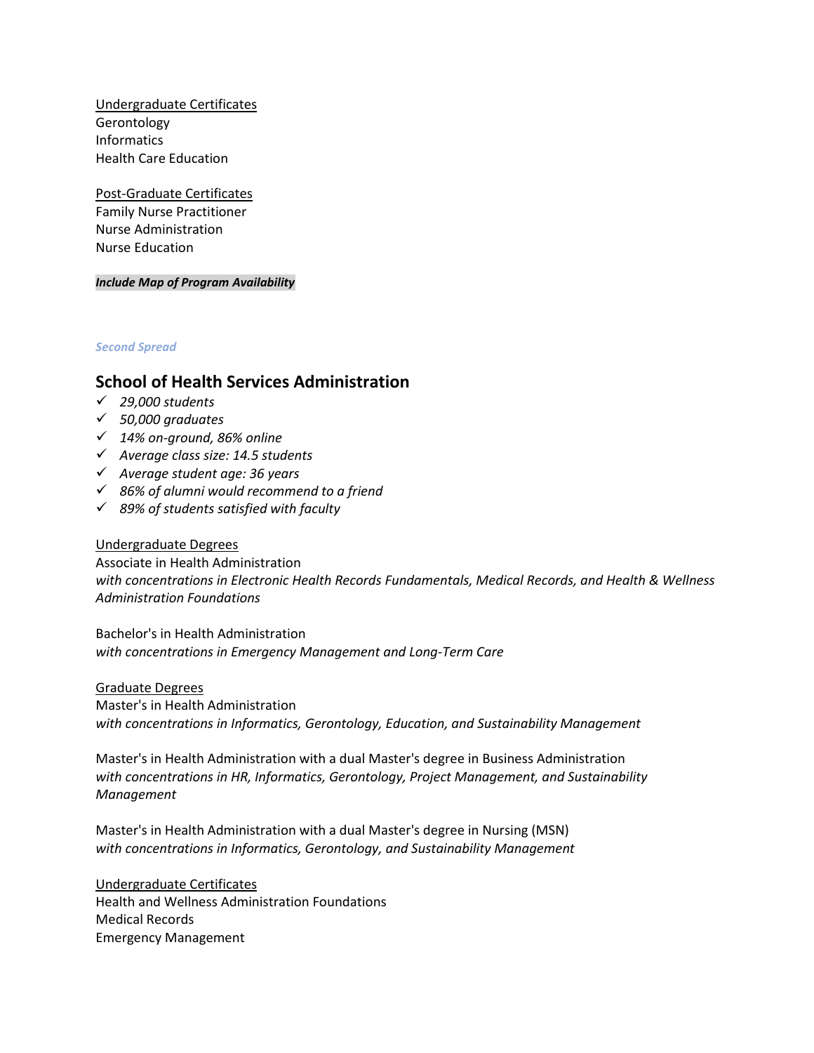<u>Undergraduate Certificates</u>
Gerontology
Informatics
Health Care Education

<u>Post-Graduate Certificates</u>
Family Nurse Practitioner
Nurse Administration
Nurse Education

***Include Map of Program Availability***

*Second Spread*

## School of Health Services Administration

- ✓ *29,000 students*
- ✓ *50,000 graduates*
- ✓ *14% on-ground, 86% online*
- ✓ *Average class size: 14.5 students*
- ✓ *Average student age: 36 years*
- ✓ *86% of alumni would recommend to a friend*
- ✓ *89% of students satisfied with faculty*

<u>Undergraduate Degrees</u>
Associate in Health Administration
*with concentrations in Electronic Health Records Fundamentals, Medical Records, and Health & Wellness Administration Foundations*

Bachelor's in Health Administration
*with concentrations in Emergency Management and Long-Term Care*

<u>Graduate Degrees</u>
Master's in Health Administration
*with concentrations in Informatics, Gerontology, Education, and Sustainability Management*

Master's in Health Administration with a dual Master's degree in Business Administration
*with concentrations in HR, Informatics, Gerontology, Project Management, and Sustainability Management*

Master's in Health Administration with a dual Master's degree in Nursing (MSN)
*with concentrations in Informatics, Gerontology, and Sustainability Management*

<u>Undergraduate Certificates</u>
Health and Wellness Administration Foundations
Medical Records
Emergency Management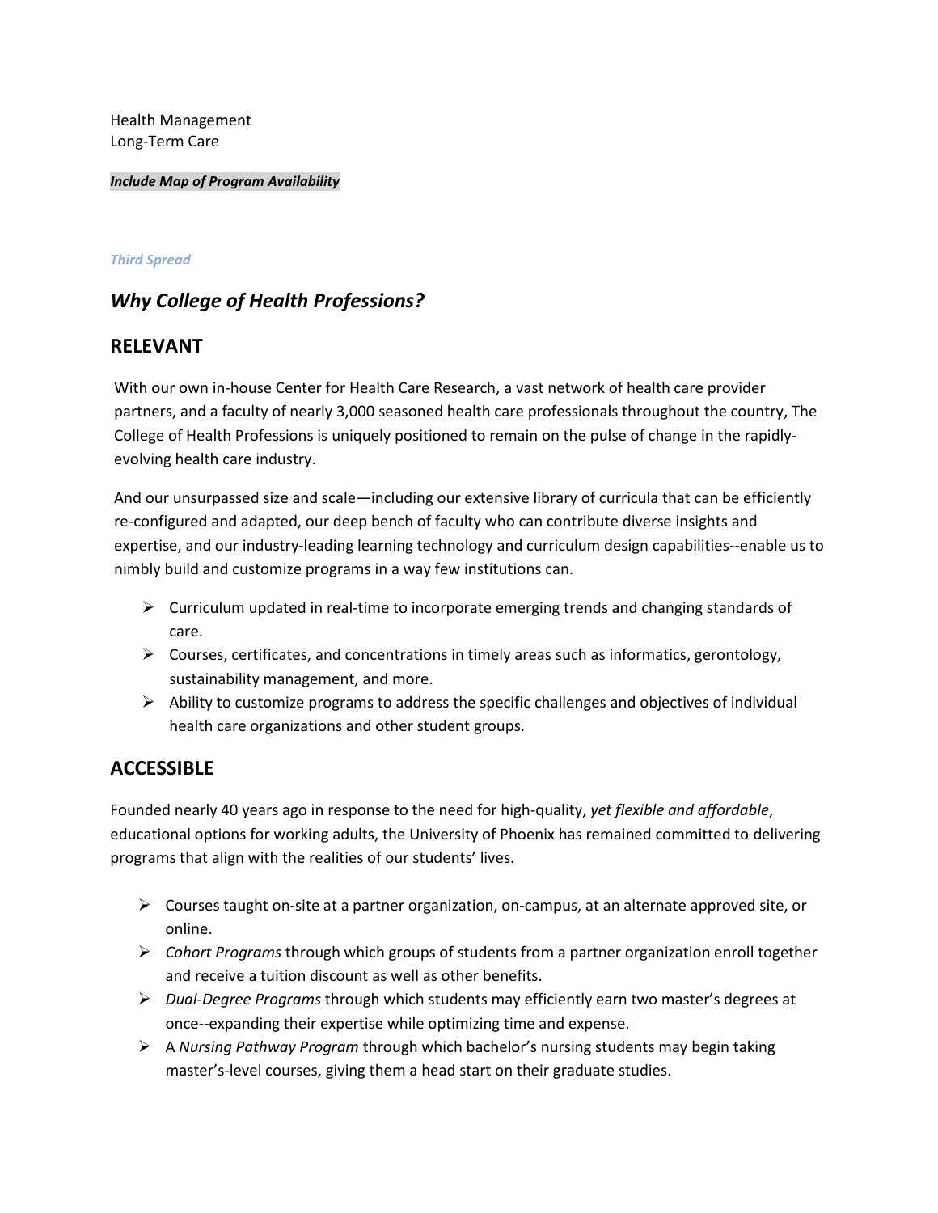Health Management
Long-Term Care

***Include Map of Program Availability***

*Third Spread*

## *Why College of Health Professions?*

## RELEVANT

With our own in-house Center for Health Care Research, a vast network of health care provider partners, and a faculty of nearly 3,000 seasoned health care professionals throughout the country, The College of Health Professions is uniquely positioned to remain on the pulse of change in the rapidly-evolving health care industry.

And our unsurpassed size and scale—including our extensive library of curricula that can be efficiently re-configured and adapted, our deep bench of faculty who can contribute diverse insights and expertise, and our industry-leading learning technology and curriculum design capabilities--enable us to nimbly build and customize programs in a way few institutions can.

- Curriculum updated in real-time to incorporate emerging trends and changing standards of care.
- Courses, certificates, and concentrations in timely areas such as informatics, gerontology, sustainability management, and more.
- Ability to customize programs to address the specific challenges and objectives of individual health care organizations and other student groups.

## ACCESSIBLE

Founded nearly 40 years ago in response to the need for high-quality, *yet flexible and affordable*, educational options for working adults, the University of Phoenix has remained committed to delivering programs that align with the realities of our students' lives.

- Courses taught on-site at a partner organization, on-campus, at an alternate approved site, or online.
- *Cohort Programs* through which groups of students from a partner organization enroll together and receive a tuition discount as well as other benefits.
- *Dual-Degree Programs* through which students may efficiently earn two master's degrees at once--expanding their expertise while optimizing time and expense.
- A *Nursing Pathway Program* through which bachelor's nursing students may begin taking master's-level courses, giving them a head start on their graduate studies.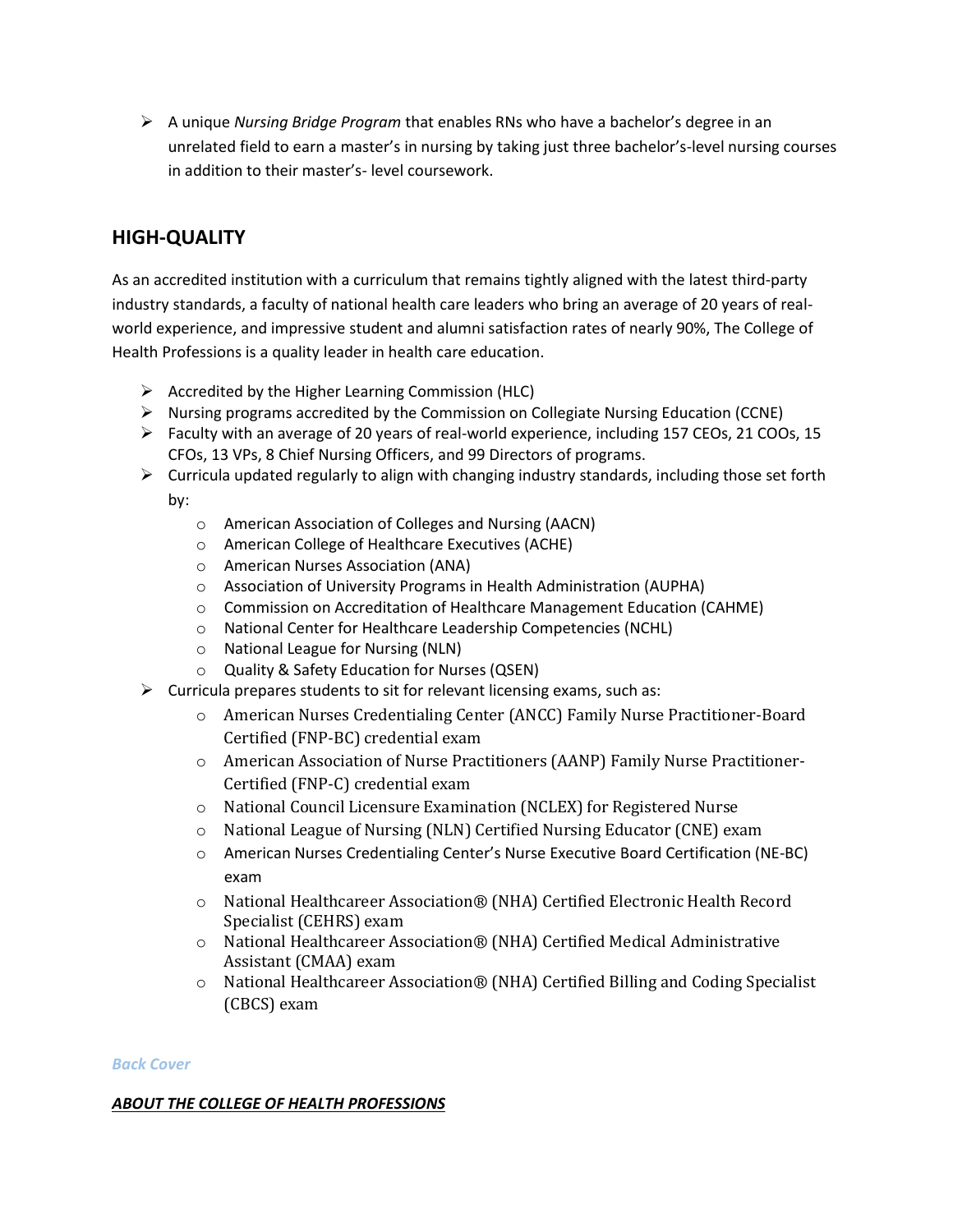- A unique *Nursing Bridge Program* that enables RNs who have a bachelor's degree in an unrelated field to earn a master's in nursing by taking just three bachelor's-level nursing courses in addition to their master's- level coursework.

## HIGH-QUALITY

As an accredited institution with a curriculum that remains tightly aligned with the latest third-party industry standards, a faculty of national health care leaders who bring an average of 20 years of real-world experience, and impressive student and alumni satisfaction rates of nearly 90%, The College of Health Professions is a quality leader in health care education.

- Accredited by the Higher Learning Commission (HLC)
- Nursing programs accredited by the Commission on Collegiate Nursing Education (CCNE)
- Faculty with an average of 20 years of real-world experience, including 157 CEOs, 21 COOs, 15 CFOs, 13 VPs, 8 Chief Nursing Officers, and 99 Directors of programs.
- Curricula updated regularly to align with changing industry standards, including those set forth by:
    - American Association of Colleges and Nursing (AACN)
    - American College of Healthcare Executives (ACHE)
    - American Nurses Association (ANA)
    - Association of University Programs in Health Administration (AUPHA)
    - Commission on Accreditation of Healthcare Management Education (CAHME)
    - National Center for Healthcare Leadership Competencies (NCHL)
    - National League for Nursing (NLN)
    - Quality & Safety Education for Nurses (QSEN)
- Curricula prepares students to sit for relevant licensing exams, such as:
    - American Nurses Credentialing Center (ANCC) Family Nurse Practitioner-Board Certified (FNP-BC) credential exam
    - American Association of Nurse Practitioners (AANP) Family Nurse Practitioner-Certified (FNP-C) credential exam
    - National Council Licensure Examination (NCLEX) for Registered Nurse
    - National League of Nursing (NLN) Certified Nursing Educator (CNE) exam
    - American Nurses Credentialing Center's Nurse Executive Board Certification (NE-BC) exam
    - National Healthcareer Association® (NHA) Certified Electronic Health Record Specialist (CEHRS) exam
    - National Healthcareer Association® (NHA) Certified Medical Administrative Assistant (CMAA) exam
    - National Healthcareer Association® (NHA) Certified Billing and Coding Specialist (CBCS) exam

*Back Cover*

***ABOUT THE COLLEGE OF HEALTH PROFESSIONS***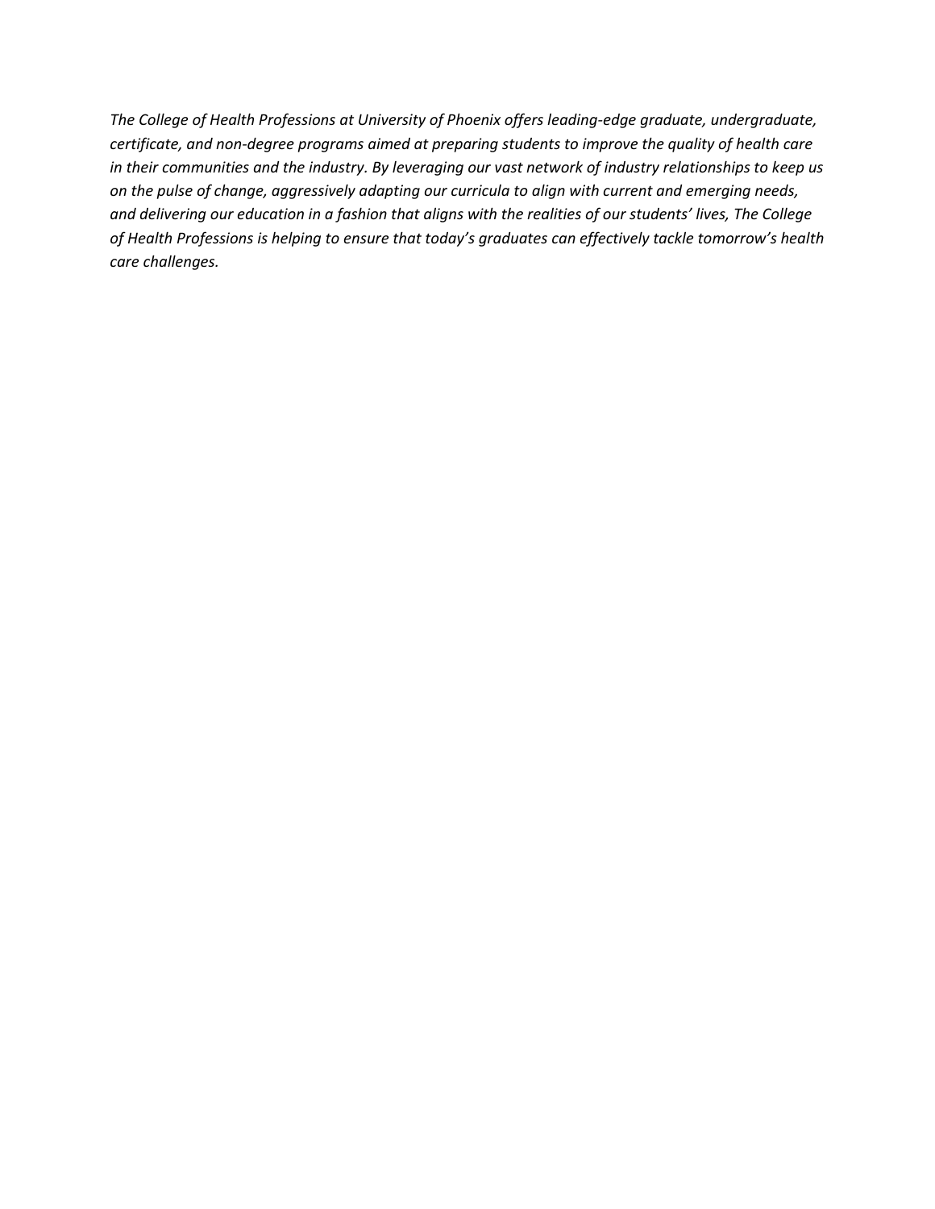*The College of Health Professions at University of Phoenix offers leading-edge graduate, undergraduate, certificate, and non-degree programs aimed at preparing students to improve the quality of health care in their communities and the industry. By leveraging our vast network of industry relationships to keep us on the pulse of change, aggressively adapting our curricula to align with current and emerging needs, and delivering our education in a fashion that aligns with the realities of our students' lives, The College of Health Professions is helping to ensure that today's graduates can effectively tackle tomorrow's health care challenges.*